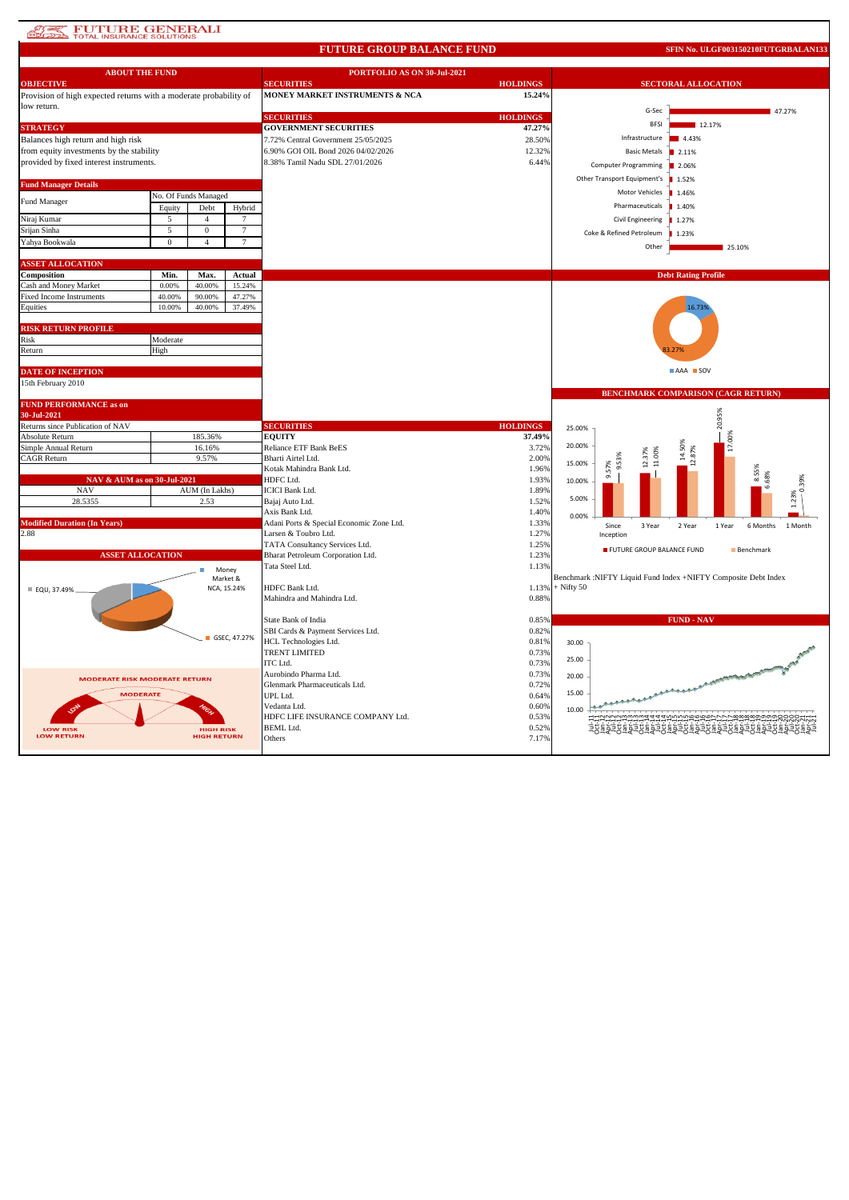FUTURE GENERALI TOTAL INSURANCE SOLUTIONS

# FUTURE GROUP BALANCE FUND

SFIN No. ULGF003150210FUTGRBALAN133

## ABOUT THE FUND

### OBJECTIVE
Provision of high expected returns with a moderate probability of low return.

### STRATEGY
Balances high return and high risk from equity investments by the stability provided by fixed interest instruments.

### Fund Manager Details

| Fund Manager | No. Of Funds Managed | | |
|---|---|---|---|
| | Equity | Debt | Hybrid |
| Niraj Kumar | 5 | 4 | 7 |
| Srijan Sinha | 5 | 0 | 7 |
| Yahya Bookwala | 0 | 4 | 7 |

### ASSET ALLOCATION

| Composition | Min. | Max. | Actual |
|---|---|---|---|
| Cash and Money Market | 0.00% | 40.00% | 15.24% |
| Fixed Income Instruments | 40.00% | 90.00% | 47.27% |
| Equities | 10.00% | 40.00% | 37.49% |

### RISK RETURN PROFILE

| | |
|---|---|
| Risk | Moderate |
| Return | High |

### DATE OF INCEPTION
15th February 2010

### FUND PERFORMANCE as on 30-Jul-2021

| Returns since Publication of NAV | |
|---|---|
| Absolute Return | 185.36% |
| Simple Annual Return | 16.16% |
| CAGR Return | 9.57% |

### NAV & AUM as on 30-Jul-2021

| NAV | AUM (In Lakhs) |
|---|---|
| 28.5355 | 2.53 |

### Modified Duration (In Years)
2.88

### ASSET ALLOCATION
EQU, 37.49%; Money Market & NCA, 15.24%; GSEC, 47.27%

MODERATE RISK MODERATE RETURN (LOW RISK LOW RETURN — MODERATE — HIGH RISK HIGH RETURN)

## PORTFOLIO AS ON 30-Jul-2021

| SECURITIES | HOLDINGS |
|---|---|
| **MONEY MARKET INSTRUMENTS & NCA** | **15.24%** |

| SECURITIES | HOLDINGS |
|---|---|
| **GOVERNMENT SECURITIES** | **47.27%** |
| 7.72% Central Government 25/05/2025 | 28.50% |
| 6.90% GOI OIL Bond 2026 04/02/2026 | 12.32% |
| 8.38% Tamil Nadu SDL 27/01/2026 | 6.44% |

| SECURITIES | HOLDINGS |
|---|---|
| **EQUITY** | **37.49%** |
| Reliance ETF Bank BeES | 3.72% |
| Bharti Airtel Ltd. | 2.00% |
| Kotak Mahindra Bank Ltd. | 1.96% |
| HDFC Ltd. | 1.93% |
| ICICI Bank Ltd. | 1.89% |
| Bajaj Auto Ltd. | 1.52% |
| Axis Bank Ltd. | 1.40% |
| Adani Ports & Special Economic Zone Ltd. | 1.33% |
| Larsen & Toubro Ltd. | 1.27% |
| TATA Consultancy Services Ltd. | 1.25% |
| Bharat Petroleum Corporation Ltd. | 1.23% |
| Tata Steel Ltd. | 1.13% |
| HDFC Bank Ltd. | 1.13% |
| Mahindra and Mahindra Ltd. | 0.88% |
| State Bank of India | 0.85% |
| SBI Cards & Payment Services Ltd. | 0.82% |
| HCL Technologies Ltd. | 0.81% |
| TRENT LIMITED | 0.73% |
| ITC Ltd. | 0.73% |
| Aurobindo Pharma Ltd. | 0.73% |
| Glenmark Pharmaceuticals Ltd. | 0.72% |
| UPL Ltd. | 0.64% |
| Vedanta Ltd. | 0.60% |
| HDFC LIFE INSURANCE COMPANY Ltd. | 0.53% |
| BEML Ltd. | 0.52% |
| Others | 7.17% |

## SECTORAL ALLOCATION

| Sector | Allocation |
|---|---|
| G-Sec | 47.27% |
| BFSI | 12.17% |
| Infrastructure | 4.43% |
| Basic Metals | 2.11% |
| Computer Programming | 2.06% |
| Other Transport Equipment's | 1.52% |
| Motor Vehicles | 1.46% |
| Pharmaceuticals | 1.40% |
| Civil Engineering | 1.27% |
| Coke & Refined Petroleum | 1.23% |
| Other | 25.10% |

## Debt Rating Profile

| Rating | Share |
|---|---|
| AAA | 16.73% |
| SOV | 83.27% |

## BENCHMARK COMPARISON (CAGR RETURN)

| | Since Inception | 3 Year | 2 Year | 1 Year | 6 Months | 1 Month |
|---|---|---|---|---|---|---|
| FUTURE GROUP BALANCE FUND | 9.57% | 12.37% | 14.50% | 20.95% | 8.55% | 1.23% |
| Benchmark | 9.53% | 11.00% | 12.87% | 17.00% | 6.68% | 0.39% |

Benchmark :NIFTY Liquid Fund Index +NIFTY Composite Debt Index + Nifty 50

## FUND - NAV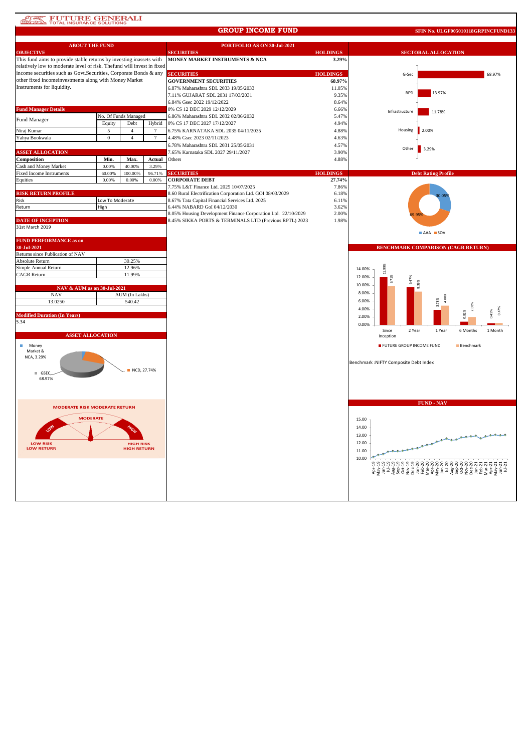# FUTURE GENERALI
TOTAL INSURANCE SOLUTIONS

## GROUP INCOME FUND

SFIN No. ULGF005010118GRPINCFUND133

### ABOUT THE FUND

**OBJECTIVE**

This fund aims to provide stable returns by investing inassets with relatively low to moderate level of risk. Thefund will invest in fixed income securities such as Govt.Securities, Corporate Bonds & any other fixed incomeinvestments along with Money Market Instruments for liquidity.

**Fund Manager Details**

| Fund Manager | No. Of Funds Managed | | |
|---|---|---|---|
| | Equity | Debt | Hybrid |
| Niraj Kumar | 5 | 4 | 7 |
| Yahya Bookwala | 0 | 4 | 7 |

**ASSET ALLOCATION**

| Composition | Min. | Max. | Actual |
|---|---|---|---|
| Cash and Money Market | 0.00% | 40.00% | 3.29% |
| Fixed Income Instruments | 60.00% | 100.00% | 96.71% |
| Equities | 0.00% | 0.00% | 0.00% |

**RISK RETURN PROFILE**

| | |
|---|---|
| Risk | Low To Moderate |
| Return | High |

**DATE OF INCEPTION**

31st March 2019

**FUND PERFORMANCE as on 30-Jul-2021**

| Returns since Publication of NAV | |
|---|---|
| Absolute Return | 30.25% |
| Simple Annual Return | 12.96% |
| CAGR Return | 11.99% |

**NAV & AUM as on 30-Jul-2021**

| NAV | AUM (In Lakhs) |
|---|---|
| 13.0250 | 540.42 |

**Modified Duration (In Years)**

5.34

**ASSET ALLOCATION**

Money Market & NCA, 3.29%; NCD, 27.74%; GSEC, 68.97%

MODERATE RISK MODERATE RETURN

### PORTFOLIO AS ON 30-Jul-2021

| SECURITIES | HOLDINGS |
|---|---|
| **MONEY MARKET INSTRUMENTS & NCA** | **3.29%** |

| SECURITIES | HOLDINGS |
|---|---|
| **GOVERNMENT SECURITIES** | **68.97%** |
| 6.87% Maharashtra SDL 2033 19/05/2033 | 11.05% |
| 7.11% GUJARAT SDL 2031 17/03/2031 | 9.35% |
| 6.84% Gsec 2022 19/12/2022 | 8.64% |
| 0% CS 12 DEC 2029 12/12/2029 | 6.66% |
| 6.86% Maharashtra SDL 2032 02/06/2032 | 5.47% |
| 0% CS 17 DEC 2027 17/12/2027 | 4.94% |
| 6.75% KARNATAKA SDL 2035 04/11/2035 | 4.88% |
| 4.48% Gsec 2023 02/11/2023 | 4.63% |
| 6.78% Maharashtra SDL 2031 25/05/2031 | 4.57% |
| 7.65% Karnataka SDL 2027 29/11/2027 | 3.90% |
| Others | 4.88% |

| SECURITIES | HOLDINGS |
|---|---|
| **CORPORATE DEBT** | **27.74%** |
| 7.75% L&T Finance Ltd. 2025 10/07/2025 | 7.86% |
| 8.60 Rural Electrification Corporation Ltd. GOI 08/03/2029 | 6.18% |
| 8.67% Tata Capital Financial Services Ltd. 2025 | 6.11% |
| 6.44% NABARD GoI 04/12/2030 | 3.62% |
| 8.05% Housing Development Finance Corporation Ltd. 22/10/2029 | 2.00% |
| 8.45% SIKKA PORTS & TERMINALS LTD (Previous RPTL) 2023 | 1.98% |

### SECTORAL ALLOCATION

| Sector | Allocation |
|---|---|
| G-Sec | 68.97% |
| BFSI | 13.97% |
| Infrastructure | 11.78% |
| Housing | 2.00% |
| Other | 3.29% |

### Debt Rating Profile

| Rating | % |
|---|---|
| AAA | 30.05% |
| SOV | 69.95% |

### BENCHMARK COMPARISON (CAGR RETURN)

| | Since Inception | 2 Year | 1 Year | 6 Months | 1 Month |
|---|---|---|---|---|---|
| FUTURE GROUP INCOME FUND | 11.99% | 9.47% | 3.78% | 0.82% | 0.41% |
| Benchmark | 9.73% | 8.38% | 4.88% | 2.03% | 0.47% |

Benchmark :NIFTY Composite Debt Index

### FUND - NAV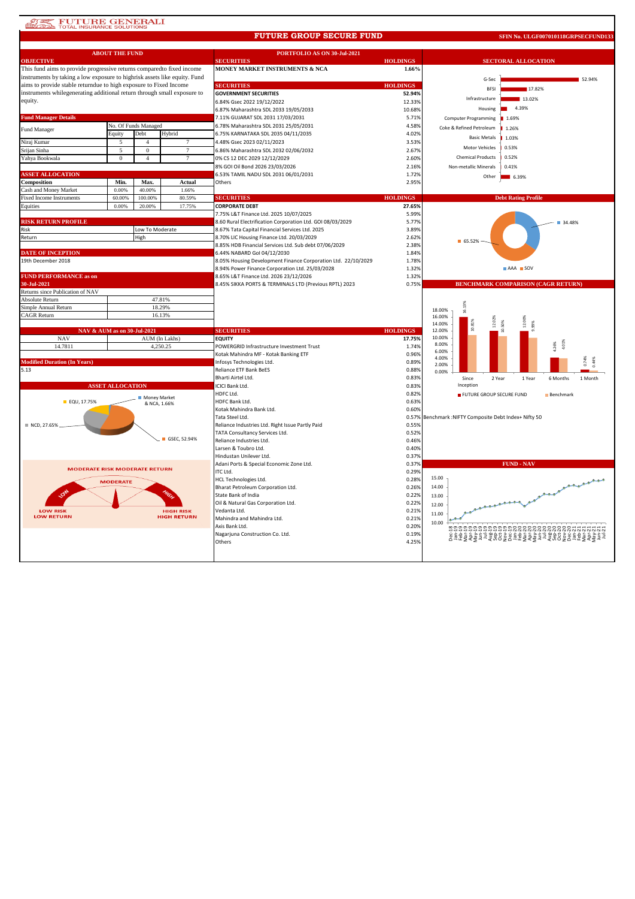# FUTURE GROUP SECURE FUND

**SFIN No. ULGF007010118GRPSECFUND133**

## ABOUT THE FUND

### OBJECTIVE

This fund aims to provide progressive returns comparedto fixed income instruments by taking a low exposure to highrisk assets like equity. Fund aims to provide stable returndue to high exposure to Fixed Income instruments whilegenerating additional return through small exposure to equity.

### Fund Manager Details

| Fund Manager | No. Of Funds Managed | | |
|---|---|---|---|
| | Equity | Debt | Hybrid |
| Niraj Kumar | 5 | 4 | 7 |
| Srijan Sinha | 5 | 0 | 7 |
| Yahya Bookwala | 0 | 4 | 7 |

### ASSET ALLOCATION

| Composition | Min. | Max. | Actual |
|---|---|---|---|
| Cash and Money Market | 0.00% | 40.00% | 1.66% |
| Fixed Income Instruments | 60.00% | 100.00% | 80.59% |
| Equities | 0.00% | 20.00% | 17.75% |

### RISK RETURN PROFILE

| | |
|---|---|
| Risk | Low To Moderate |
| Return | High |

### DATE OF INCEPTION

19th December 2018

### FUND PERFORMANCE as on 30-Jul-2021

| Returns since Publication of NAV | |
|---|---|
| Absolute Return | 47.81% |
| Simple Annual Return | 18.29% |
| CAGR Return | 16.13% |

### NAV & AUM as on 30-Jul-2021

| NAV | AUM (In Lakhs) |
|---|---|
| 14.7811 | 4,250.25 |

### Modified Duration (In Years)

5.13

### ASSET ALLOCATION

EQU, 17.75%; Money Market & NCA, 1.66%; NCD, 27.65%; GSEC, 52.94%

MODERATE RISK MODERATE RETURN

## PORTFOLIO AS ON 30-Jul-2021

| SECURITIES | HOLDINGS |
|---|---|
| **MONEY MARKET INSTRUMENTS & NCA** | **1.66%** |

| SECURITIES | HOLDINGS |
|---|---|
| **GOVERNMENT SECURITIES** | **52.94%** |
| 6.84% Gsec 2022 19/12/2022 | 12.33% |
| 6.87% Maharashtra SDL 2033 19/05/2033 | 10.68% |
| 7.11% GUJARAT SDL 2031 17/03/2031 | 5.71% |
| 6.78% Maharashtra SDL 2031 25/05/2031 | 4.58% |
| 6.75% KARNATAKA SDL 2035 04/11/2035 | 4.02% |
| 4.48% Gsec 2023 02/11/2023 | 3.53% |
| 6.86% Maharashtra SDL 2032 02/06/2032 | 2.67% |
| 0% CS 12 DEC 2029 12/12/2029 | 2.60% |
| 8% GOI Oil Bond 2026 23/03/2026 | 2.16% |
| 6.53% TAMIL NADU SDL 2031 06/01/2031 | 1.72% |
| Others | 2.95% |

| SECURITIES | HOLDINGS |
|---|---|
| **CORPORATE DEBT** | **27.65%** |
| 7.75% L&T Finance Ltd. 2025 10/07/2025 | 5.99% |
| 8.60 Rural Electrification Corporation Ltd. GOI 08/03/2029 | 5.77% |
| 8.67% Tata Capital Financial Services Ltd. 2025 | 3.89% |
| 8.70% LIC Housing Finance Ltd. 20/03/2029 | 2.62% |
| 8.85% HDB Financial Services Ltd. Sub debt 07/06/2029 | 2.38% |
| 6.44% NABARD GoI 04/12/2030 | 1.84% |
| 8.05% Housing Development Finance Corporation Ltd. 22/10/2029 | 1.78% |
| 8.94% Power Finance Corporation Ltd. 25/03/2028 | 1.32% |
| 8.65% L&T Finance Ltd. 2026 23/12/2026 | 1.32% |
| 8.45% SIKKA PORTS & TERMINALS LTD (Previous RPTL) 2023 | 0.75% |

| SECURITIES | HOLDINGS |
|---|---|
| **EQUITY** | **17.75%** |
| POWERGRID Infrastructure Investment Trust | 1.74% |
| Kotak Mahindra MF - Kotak Banking ETF | 0.96% |
| Infosys Technologies Ltd. | 0.89% |
| Reliance ETF Bank BeES | 0.88% |
| Bharti Airtel Ltd. | 0.83% |
| ICICI Bank Ltd. | 0.83% |
| HDFC Ltd. | 0.82% |
| HDFC Bank Ltd. | 0.63% |
| Kotak Mahindra Bank Ltd. | 0.60% |
| Tata Steel Ltd. | 0.57% |
| Reliance Industries Ltd. Right Issue Partly Paid | 0.55% |
| TATA Consultancy Services Ltd. | 0.52% |
| Reliance Industries Ltd. | 0.46% |
| Larsen & Toubro Ltd. | 0.40% |
| Hindustan Unilever Ltd. | 0.37% |
| Adani Ports & Special Economic Zone Ltd. | 0.37% |
| ITC Ltd. | 0.29% |
| HCL Technologies Ltd. | 0.28% |
| Bharat Petroleum Corporation Ltd. | 0.26% |
| State Bank of India | 0.22% |
| Oil & Natural Gas Corporation Ltd. | 0.22% |
| Vedanta Ltd. | 0.21% |
| Mahindra and Mahindra Ltd. | 0.21% |
| Axis Bank Ltd. | 0.20% |
| Nagarjuna Construction Co. Ltd. | 0.19% |
| Others | 4.25% |

## SECTORAL ALLOCATION

| Sector | Allocation |
|---|---|
| G-Sec | 52.94% |
| BFSI | 17.82% |
| Infrastructure | 13.02% |
| Housing | 4.39% |
| Computer Programming | 1.69% |
| Coke & Refined Petroleum | 1.26% |
| Basic Metals | 1.03% |
| Motor Vehicles | 0.53% |
| Chemical Products | 0.52% |
| Non-metallic Minerals | 0.41% |
| Other | 6.39% |

## Debt Rating Profile

AAA: 34.48%; SOV: 65.52%

## BENCHMARK COMPARISON (CAGR RETURN)

| | Since Inception | 2 Year | 1 Year | 6 Months | 1 Month |
|---|---|---|---|---|---|
| FUTURE GROUP SECURE FUND | 16.13% | 12.02% | 12.00% | 4.26% | 0.74% |
| Benchmark | 10.81% | 10.56% | 9.99% | 4.01% | 0.44% |

Benchmark :NIFTY Composite Debt Index+ Nifty 50

## FUND - NAV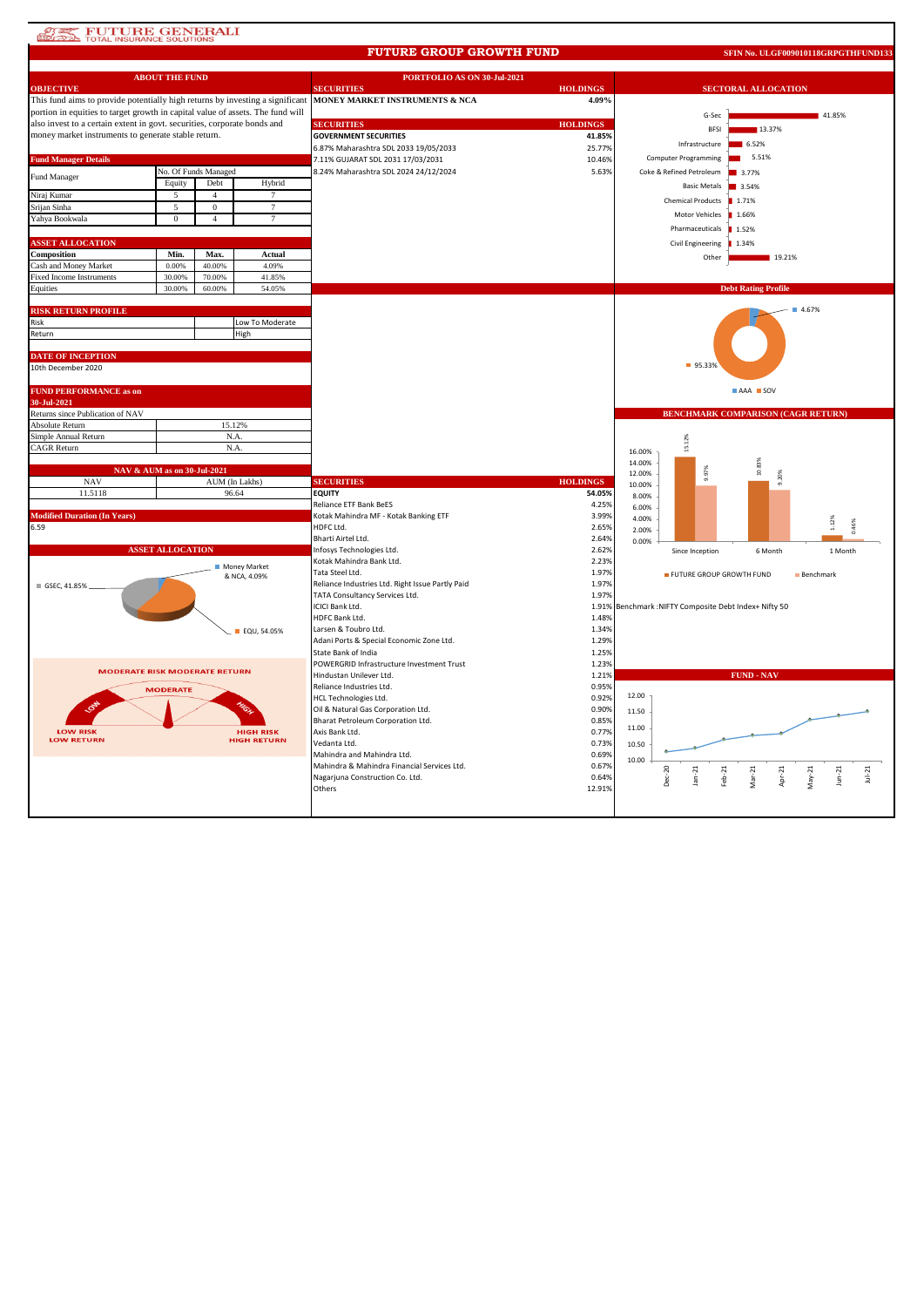FUTURE GENERALI
TOTAL INSURANCE SOLUTIONS

# FUTURE GROUP GROWTH FUND

**SFIN No. ULGF009010118GRPGTHFUND133**

## ABOUT THE FUND

### OBJECTIVE

This fund aims to provide potentially high returns by investing a significant portion in equities to target growth in capital value of assets. The fund will also invest to a certain extent in govt. securities, corporate bonds and money market instruments to generate stable return.

### Fund Manager Details

| Fund Manager | No. Of Funds Managed | | |
|---|---|---|---|
| | Equity | Debt | Hybrid |
| Niraj Kumar | 5 | 4 | 7 |
| Srijan Sinha | 5 | 0 | 7 |
| Yahya Bookwala | 0 | 4 | 7 |

### ASSET ALLOCATION

| Composition | Min. | Max. | Actual |
|---|---|---|---|
| Cash and Money Market | 0.00% | 40.00% | 4.09% |
| Fixed Income Instruments | 30.00% | 70.00% | 41.85% |
| Equities | 30.00% | 60.00% | 54.05% |

### RISK RETURN PROFILE

| | |
|---|---|
| Risk | Low To Moderate |
| Return | High |

### DATE OF INCEPTION

10th December 2020

### FUND PERFORMANCE as on 30-Jul-2021

| Returns since Publication of NAV | |
|---|---|
| Absolute Return | 15.12% |
| Simple Annual Return | N.A. |
| CAGR Return | N.A. |

### NAV & AUM as on 30-Jul-2021

| NAV | AUM (In Lakhs) |
|---|---|
| 11.5118 | 96.64 |

### Modified Duration (In Years)

6.59

### ASSET ALLOCATION

GSEC, 41.85%
Money Market & NCA, 4.09%
EQU, 54.05%

MODERATE RISK MODERATE RETURN
MODERATE
LOW
HIGH
LOW RISK LOW RETURN
HIGH RISK HIGH RETURN

## PORTFOLIO AS ON 30-Jul-2021

| SECURITIES | HOLDINGS |
|---|---|
| **MONEY MARKET INSTRUMENTS & NCA** | **4.09%** |

| SECURITIES | HOLDINGS |
|---|---|
| **GOVERNMENT SECURITIES** | **41.85%** |
| 6.87% Maharashtra SDL 2033 19/05/2033 | 25.77% |
| 7.11% GUJARAT SDL 2031 17/03/2031 | 10.46% |
| 8.24% Maharashtra SDL 2024 24/12/2024 | 5.63% |

| SECURITIES | HOLDINGS |
|---|---|
| **EQUITY** | **54.05%** |
| Reliance ETF Bank BeES | 4.25% |
| Kotak Mahindra MF - Kotak Banking ETF | 3.99% |
| HDFC Ltd. | 2.65% |
| Bharti Airtel Ltd. | 2.64% |
| Infosys Technologies Ltd. | 2.62% |
| Kotak Mahindra Bank Ltd. | 2.23% |
| Tata Steel Ltd. | 1.97% |
| Reliance Industries Ltd. Right Issue Partly Paid | 1.97% |
| TATA Consultancy Services Ltd. | 1.97% |
| ICICI Bank Ltd. | 1.91% |
| HDFC Bank Ltd. | 1.48% |
| Larsen & Toubro Ltd. | 1.34% |
| Adani Ports & Special Economic Zone Ltd. | 1.29% |
| State Bank of India | 1.25% |
| POWERGRID Infrastructure Investment Trust | 1.23% |
| Hindustan Unilever Ltd. | 1.21% |
| Reliance Industries Ltd. | 0.95% |
| HCL Technologies Ltd. | 0.92% |
| Oil & Natural Gas Corporation Ltd. | 0.90% |
| Bharat Petroleum Corporation Ltd. | 0.85% |
| Axis Bank Ltd. | 0.77% |
| Vedanta Ltd. | 0.73% |
| Mahindra and Mahindra Ltd. | 0.69% |
| Mahindra & Mahindra Financial Services Ltd. | 0.67% |
| Nagarjuna Construction Co. Ltd. | 0.64% |
| Others | 12.91% |

## SECTORAL ALLOCATION

G-Sec 41.85%
BFSI 13.37%
Infrastructure 6.52%
Computer Programming 5.51%
Coke & Refined Petroleum 3.77%
Basic Metals 3.54%
Chemical Products 1.71%
Motor Vehicles 1.66%
Pharmaceuticals 1.52%
Civil Engineering 1.34%
Other 19.21%

## Debt Rating Profile

4.67%
95.33%
AAA SOV

## BENCHMARK COMPARISON (CAGR RETURN)

16.00% 14.00% 12.00% 10.00% 8.00% 6.00% 4.00% 2.00% 0.00%
Since Inception: 15.12% 9.97%
6 Month: 10.83% 9.20%
1 Month: 1.12% 0.46%
FUTURE GROUP GROWTH FUND Benchmark

Benchmark :NIFTY Composite Debt Index+ Nifty 50

## FUND - NAV

12.00 11.50 11.00 10.50 10.00
Dec-20 Jan-21 Feb-21 Mar-21 Apr-21 May-21 Jun-21 Jul-21